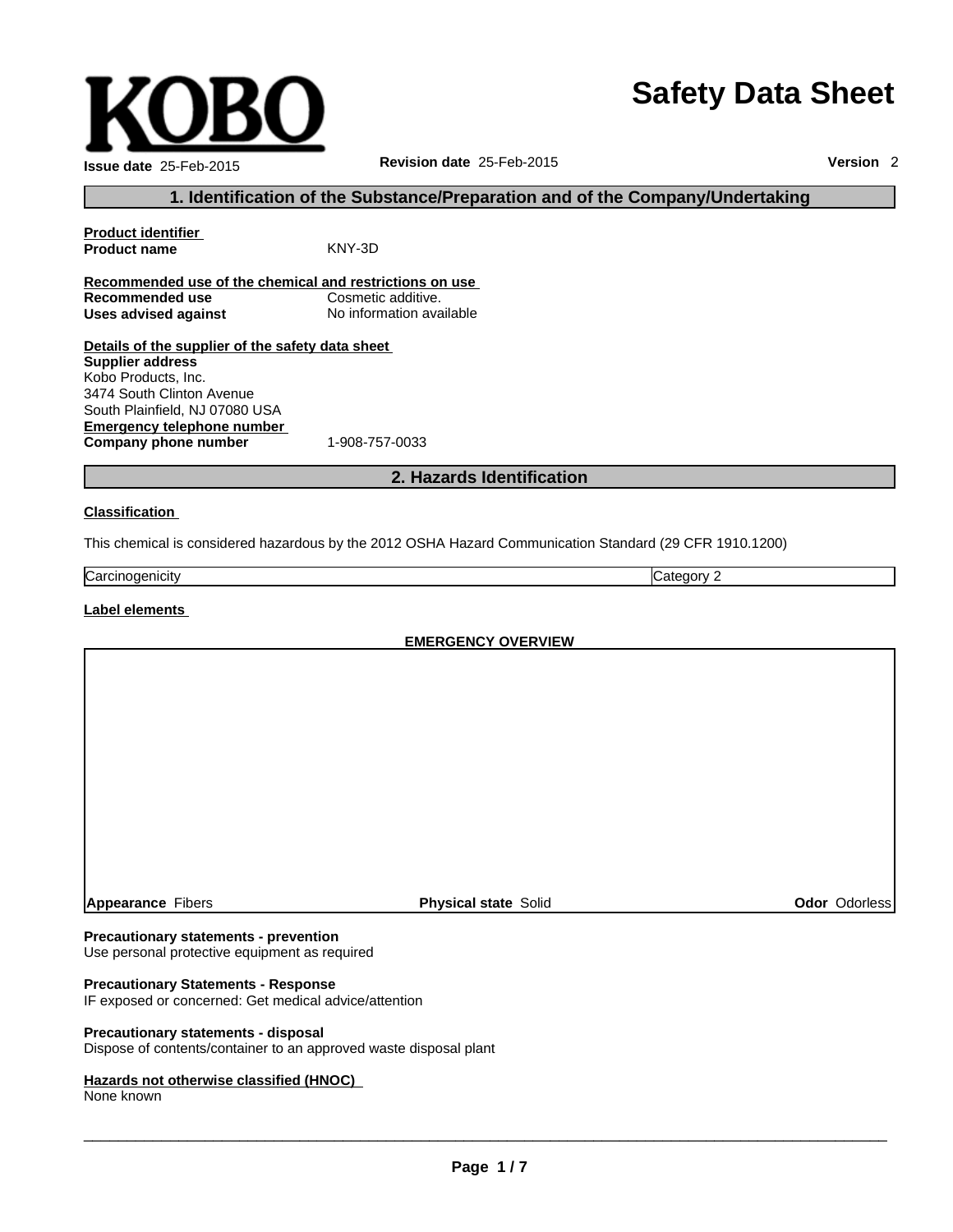KOBO

# Safety Data Sheet

**Issue date** 25-Feb-2015 **Revision date** 25-Feb-2015 **Version** 2

## 1. Identification of the Substance/Preparation and of the Company/Undertaking

**Product identifier**

**Product name** KNY-3D

**Recommended use of the chemical and restrictions on use**

**Recommended use** Cosmetic additive.

**Uses advised against** No information available

**Details of the supplier of the safety data sheet**

**Supplier address**

Kobo Products, Inc.
3474 South Clinton Avenue
South Plainfield, NJ 07080 USA

**Emergency telephone number**

**Company phone number** 1-908-757-0033

## 2. Hazards Identification

**Classification**

This chemical is considered hazardous by the 2012 OSHA Hazard Communication Standard (29 CFR 1910.1200)

| Carcinogenicity | Category 2 |
|---|---|

**Label elements**

**EMERGENCY OVERVIEW**

**Appearance** Fibers **Physical state** Solid **Odor** Odorless

**Precautionary statements - prevention**

Use personal protective equipment as required

**Precautionary Statements - Response**

IF exposed or concerned: Get medical advice/attention

**Precautionary statements - disposal**

Dispose of contents/container to an approved waste disposal plant

**Hazards not otherwise classified (HNOC)**

None known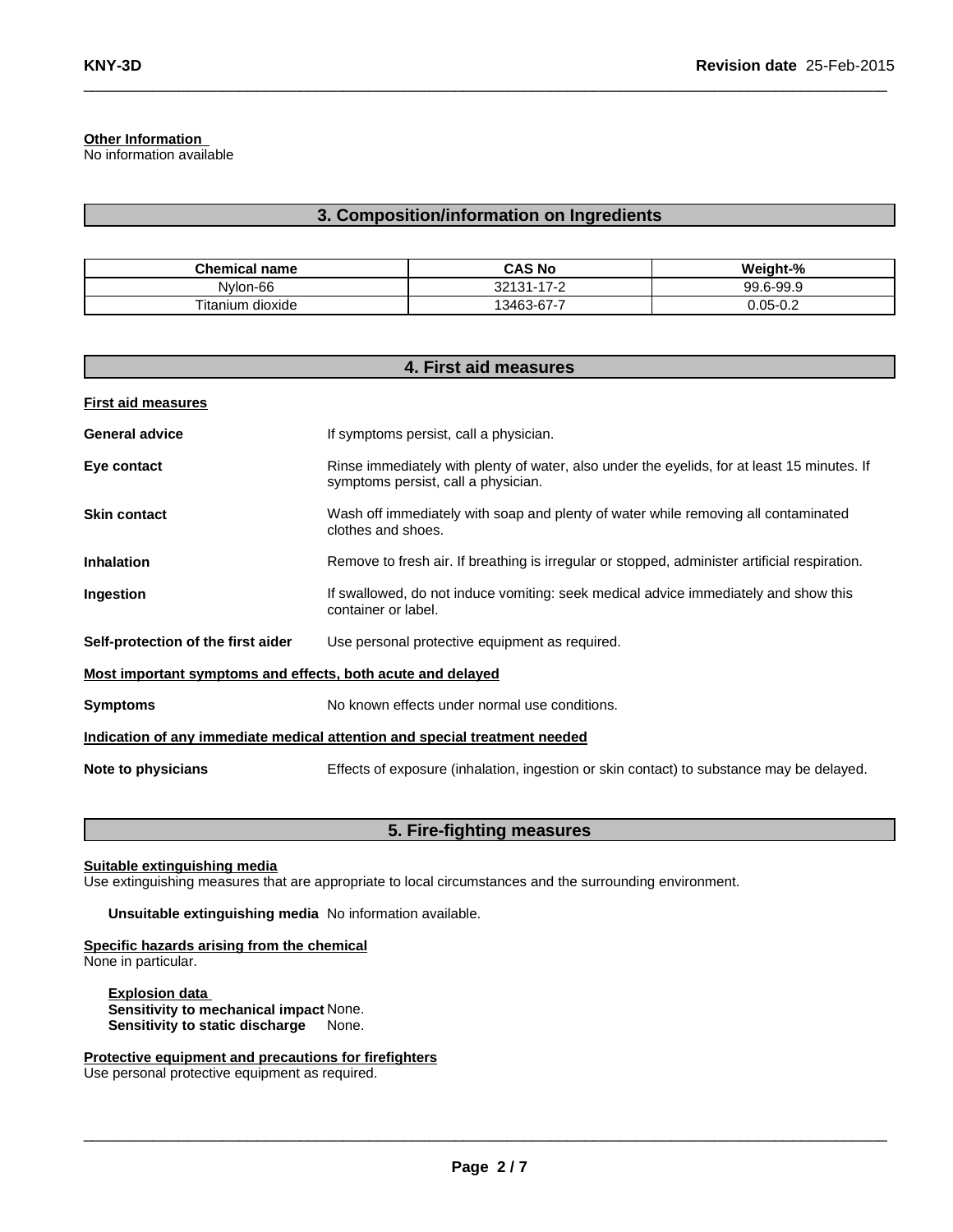**Other Information**
No information available

## 3. Composition/information on Ingredients

| Chemical name | CAS No | Weight-% |
| --- | --- | --- |
| Nylon-66 | 32131-17-2 | 99.6-99.9 |
| Titanium dioxide | 13463-67-7 | 0.05-0.2 |

## 4. First aid measures

**First aid measures**

**General advice** If symptoms persist, call a physician.

**Eye contact** Rinse immediately with plenty of water, also under the eyelids, for at least 15 minutes. If symptoms persist, call a physician.

**Skin contact** Wash off immediately with soap and plenty of water while removing all contaminated clothes and shoes.

**Inhalation** Remove to fresh air. If breathing is irregular or stopped, administer artificial respiration.

**Ingestion** If swallowed, do not induce vomiting: seek medical advice immediately and show this container or label.

**Self-protection of the first aider** Use personal protective equipment as required.

**Most important symptoms and effects, both acute and delayed**

**Symptoms** No known effects under normal use conditions.

**Indication of any immediate medical attention and special treatment needed**

**Note to physicians** Effects of exposure (inhalation, ingestion or skin contact) to substance may be delayed.

## 5. Fire-fighting measures

**Suitable extinguishing media**
Use extinguishing measures that are appropriate to local circumstances and the surrounding environment.

**Unsuitable extinguishing media** No information available.

**Specific hazards arising from the chemical**
None in particular.

**Explosion data**
**Sensitivity to mechanical impact** None.
**Sensitivity to static discharge** None.

**Protective equipment and precautions for firefighters**
Use personal protective equipment as required.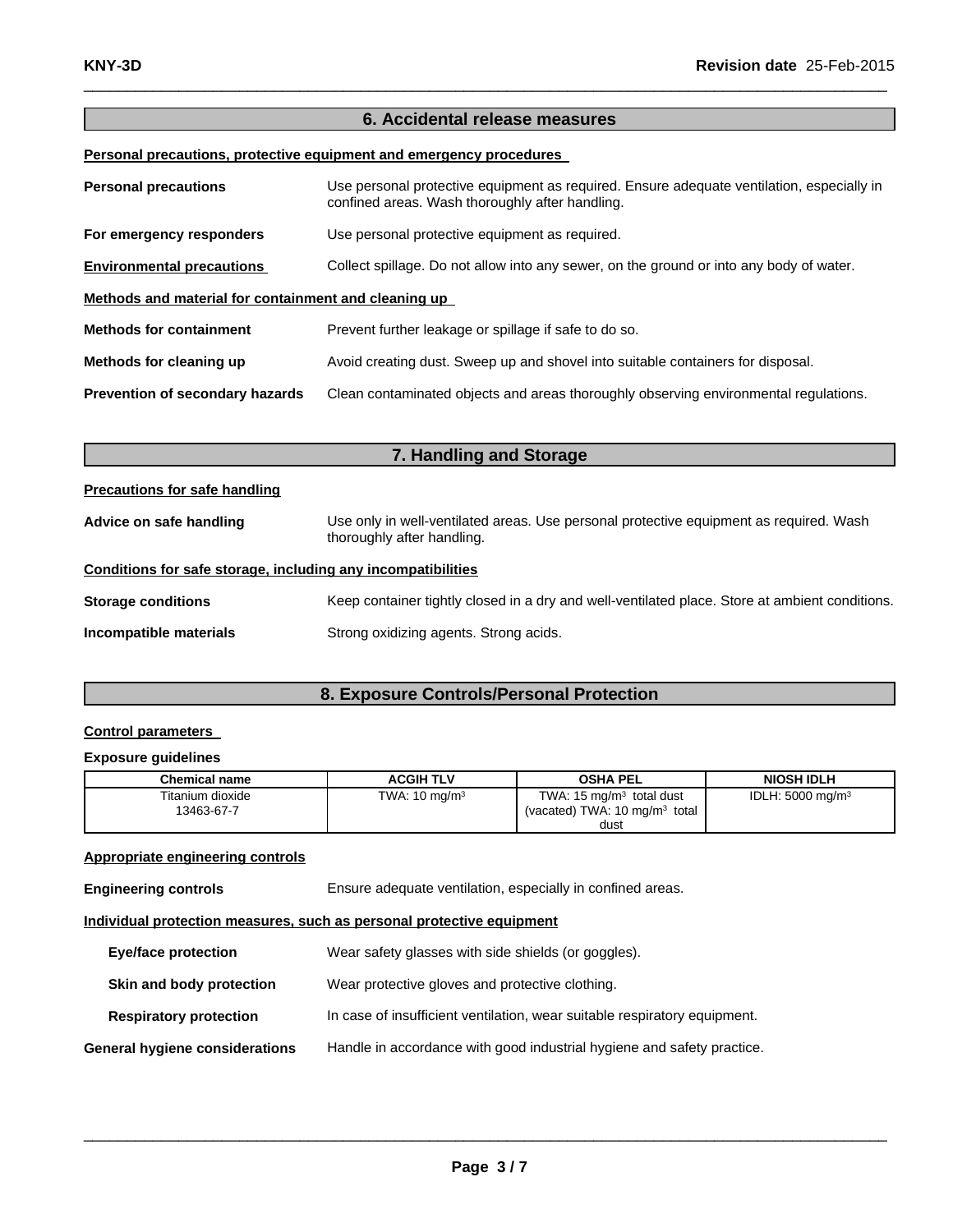## 6. Accidental release measures

**Personal precautions, protective equipment and emergency procedures**

**Personal precautions** Use personal protective equipment as required. Ensure adequate ventilation, especially in confined areas. Wash thoroughly after handling.

**For emergency responders** Use personal protective equipment as required.

**Environmental precautions** Collect spillage. Do not allow into any sewer, on the ground or into any body of water.

**Methods and material for containment and cleaning up**

**Methods for containment** Prevent further leakage or spillage if safe to do so.

**Methods for cleaning up** Avoid creating dust. Sweep up and shovel into suitable containers for disposal.

**Prevention of secondary hazards** Clean contaminated objects and areas thoroughly observing environmental regulations.

## 7. Handling and Storage

**Precautions for safe handling**

**Advice on safe handling** Use only in well-ventilated areas. Use personal protective equipment as required. Wash thoroughly after handling.

**Conditions for safe storage, including any incompatibilities**

**Storage conditions** Keep container tightly closed in a dry and well-ventilated place. Store at ambient conditions.

**Incompatible materials** Strong oxidizing agents. Strong acids.

## 8. Exposure Controls/Personal Protection

**Control parameters**

**Exposure guidelines**

| Chemical name | ACGIH TLV | OSHA PEL | NIOSH IDLH |
|---|---|---|---|
| Titanium dioxide<br>13463-67-7 | TWA: 10 mg/m³ | TWA: 15 mg/m³ total dust<br>(vacated) TWA: 10 mg/m³ total dust | IDLH: 5000 mg/m³ |

**Appropriate engineering controls**

**Engineering controls** Ensure adequate ventilation, especially in confined areas.

**Individual protection measures, such as personal protective equipment**

**Eye/face protection** Wear safety glasses with side shields (or goggles).

**Skin and body protection** Wear protective gloves and protective clothing.

**Respiratory protection** In case of insufficient ventilation, wear suitable respiratory equipment.

**General hygiene considerations** Handle in accordance with good industrial hygiene and safety practice.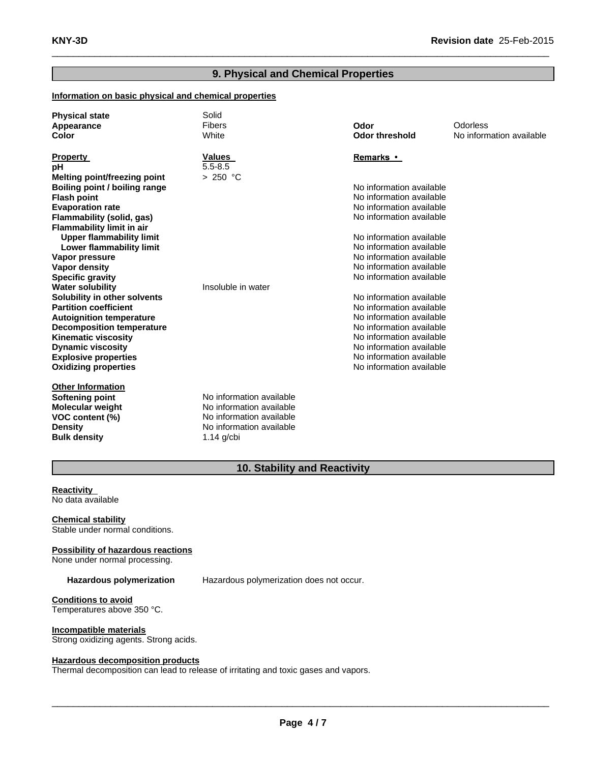## 9. Physical and Chemical Properties

**Information on basic physical and chemical properties**

| | | | |
|---|---|---|---|
| **Physical state** | Solid | | |
| **Appearance** | Fibers | **Odor** | Odorless |
| **Color** | White | **Odor threshold** | No information available |

| **Property** | **Values** | **Remarks •** |
|---|---|---|
| **pH** | 5.5-8.5 | |
| **Melting point/freezing point** | > 250 °C | |
| **Boiling point / boiling range** | | No information available |
| **Flash point** | | No information available |
| **Evaporation rate** | | No information available |
| **Flammability (solid, gas)** | | No information available |
| **Flammability limit in air** | | |
| **Upper flammability limit** | | No information available |
| **Lower flammability limit** | | No information available |
| **Vapor pressure** | | No information available |
| **Vapor density** | | No information available |
| **Specific gravity** | | No information available |
| **Water solubility** | Insoluble in water | |
| **Solubility in other solvents** | | No information available |
| **Partition coefficient** | | No information available |
| **Autoignition temperature** | | No information available |
| **Decomposition temperature** | | No information available |
| **Kinematic viscosity** | | No information available |
| **Dynamic viscosity** | | No information available |
| **Explosive properties** | | No information available |
| **Oxidizing properties** | | No information available |

**Other Information**

| | |
|---|---|
| **Softening point** | No information available |
| **Molecular weight** | No information available |
| **VOC content (%)** | No information available |
| **Density** | No information available |
| **Bulk density** | 1.14 g/cbi |

## 10. Stability and Reactivity

**Reactivity**
No data available

**Chemical stability**
Stable under normal conditions.

**Possibility of hazardous reactions**
None under normal processing.

**Hazardous polymerization** Hazardous polymerization does not occur.

**Conditions to avoid**
Temperatures above 350 °C.

**Incompatible materials**
Strong oxidizing agents. Strong acids.

**Hazardous decomposition products**
Thermal decomposition can lead to release of irritating and toxic gases and vapors.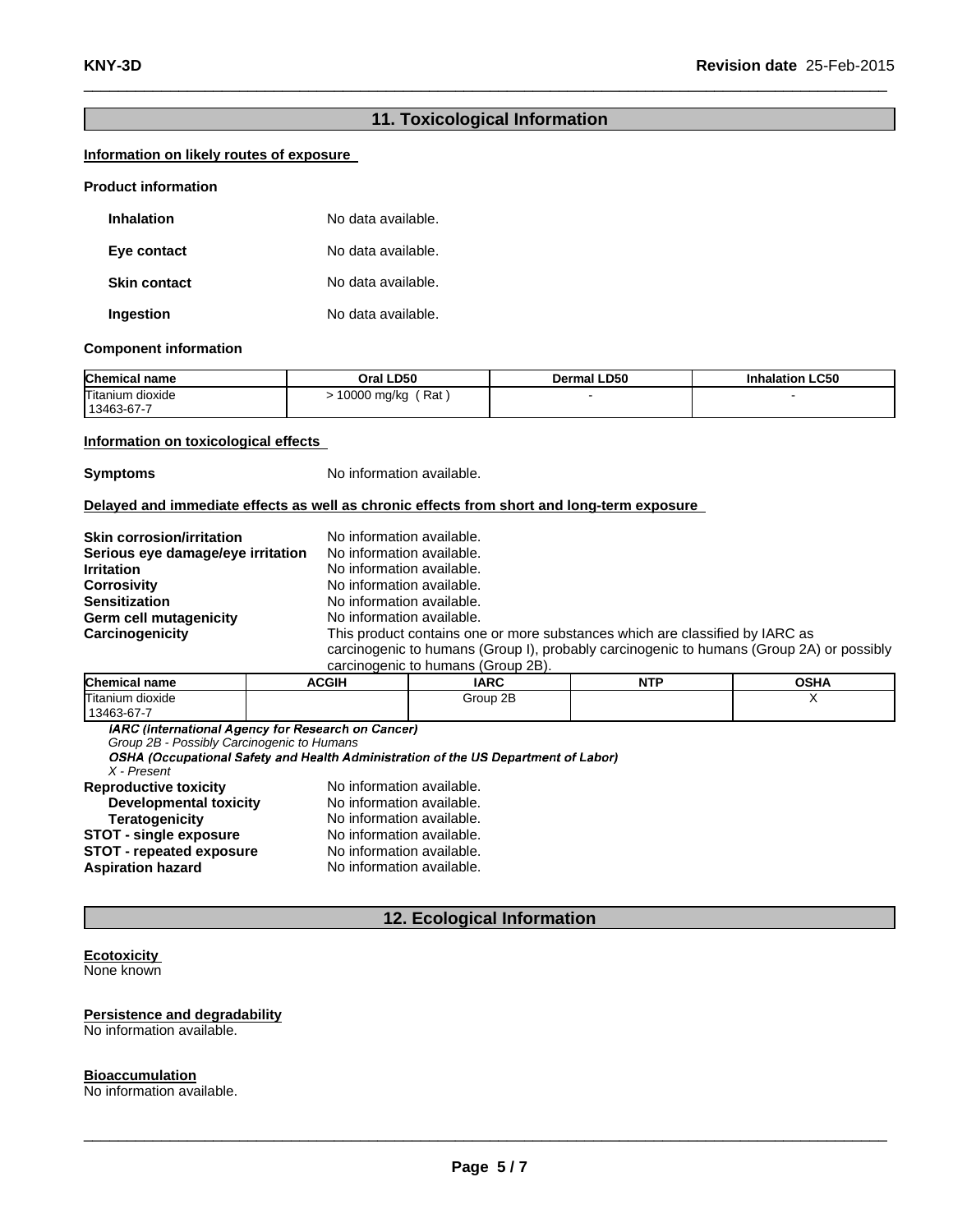## 11. Toxicological Information

**Information on likely routes of exposure**

**Product information**

**Inhalation** No data available.

**Eye contact** No data available.

**Skin contact** No data available.

**Ingestion** No data available.

**Component information**

| Chemical name | Oral LD50 | Dermal LD50 | Inhalation LC50 |
|---|---|---|---|
| Titanium dioxide 13463-67-7 | > 10000 mg/kg ( Rat ) | - | - |

**Information on toxicological effects**

**Symptoms** No information available.

**Delayed and immediate effects as well as chronic effects from short and long-term exposure**

**Skin corrosion/irritation** No information available.
**Serious eye damage/eye irritation** No information available.
**Irritation** No information available.
**Corrosivity** No information available.
**Sensitization** No information available.
**Germ cell mutagenicity** No information available.
**Carcinogenicity** This product contains one or more substances which are classified by IARC as carcinogenic to humans (Group I), probably carcinogenic to humans (Group 2A) or possibly carcinogenic to humans (Group 2B).

| Chemical name | ACGIH | IARC | NTP | OSHA |
|---|---|---|---|---|
| Titanium dioxide 13463-67-7 | | Group 2B | | X |

***IARC (International Agency for Research on Cancer)***
*Group 2B - Possibly Carcinogenic to Humans*
***OSHA (Occupational Safety and Health Administration of the US Department of Labor)***
*X - Present*

**Reproductive toxicity** No information available.
**Developmental toxicity** No information available.
**Teratogenicity** No information available.
**STOT - single exposure** No information available.
**STOT - repeated exposure** No information available.
**Aspiration hazard** No information available.

## 12. Ecological Information

**Ecotoxicity**
None known

**Persistence and degradability**
No information available.

**Bioaccumulation**
No information available.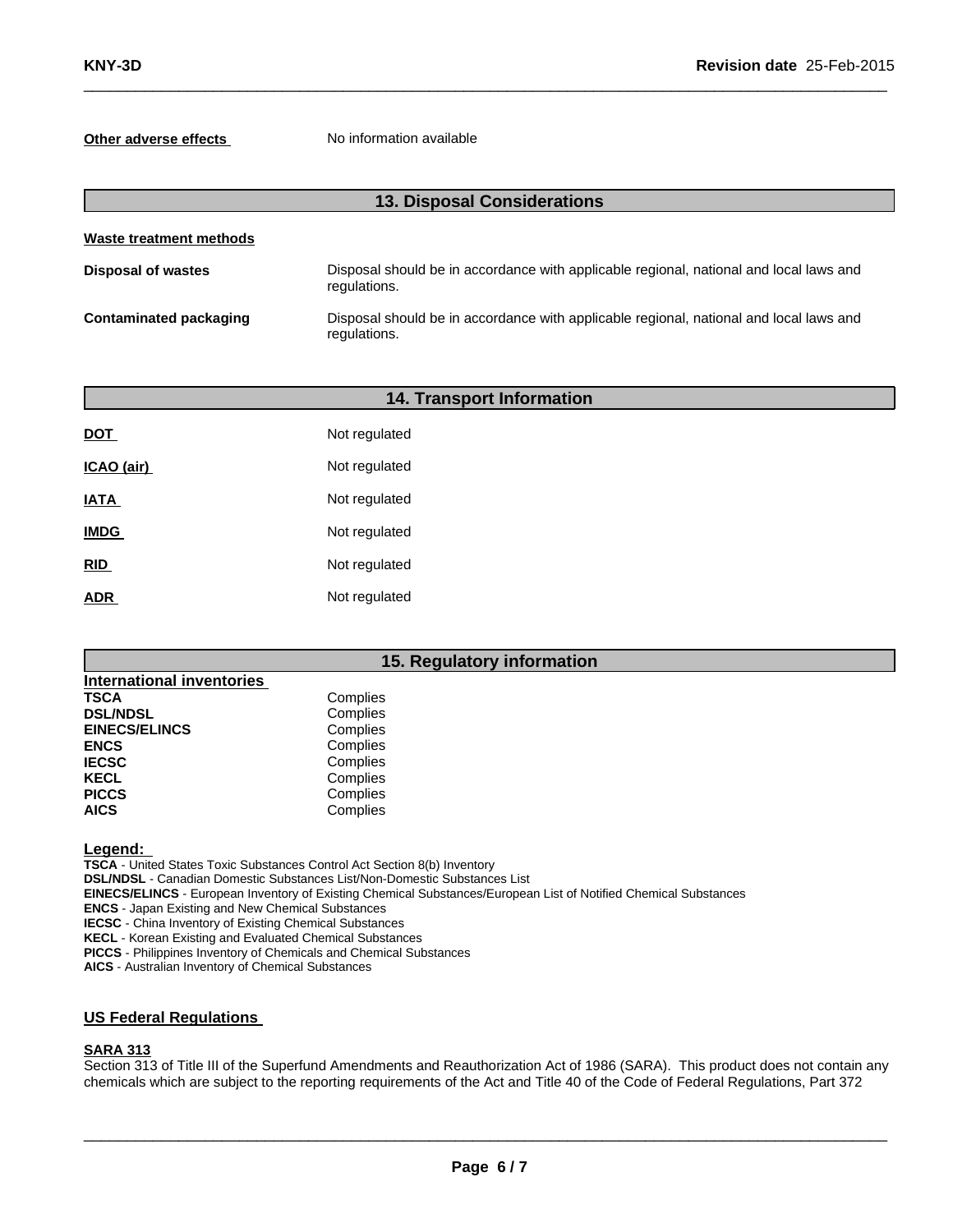**Other adverse effects** No information available

## 13. Disposal Considerations

**Waste treatment methods**

**Disposal of wastes** Disposal should be in accordance with applicable regional, national and local laws and regulations.

**Contaminated packaging** Disposal should be in accordance with applicable regional, national and local laws and regulations.

## 14. Transport Information

| | |
|---|---|
| **DOT** | Not regulated |
| **ICAO (air)** | Not regulated |
| **IATA** | Not regulated |
| **IMDG** | Not regulated |
| **RID** | Not regulated |
| **ADR** | Not regulated |

## 15. Regulatory information

**International inventories**

| | |
|---|---|
| **TSCA** | Complies |
| **DSL/NDSL** | Complies |
| **EINECS/ELINCS** | Complies |
| **ENCS** | Complies |
| **IECSC** | Complies |
| **KECL** | Complies |
| **PICCS** | Complies |
| **AICS** | Complies |

**Legend:**

**TSCA** - United States Toxic Substances Control Act Section 8(b) Inventory
**DSL/NDSL** - Canadian Domestic Substances List/Non-Domestic Substances List
**EINECS/ELINCS** - European Inventory of Existing Chemical Substances/European List of Notified Chemical Substances
**ENCS** - Japan Existing and New Chemical Substances
**IECSC** - China Inventory of Existing Chemical Substances
**KECL** - Korean Existing and Evaluated Chemical Substances
**PICCS** - Philippines Inventory of Chemicals and Chemical Substances
**AICS** - Australian Inventory of Chemical Substances

### US Federal Regulations

**SARA 313**
Section 313 of Title III of the Superfund Amendments and Reauthorization Act of 1986 (SARA). This product does not contain any chemicals which are subject to the reporting requirements of the Act and Title 40 of the Code of Federal Regulations, Part 372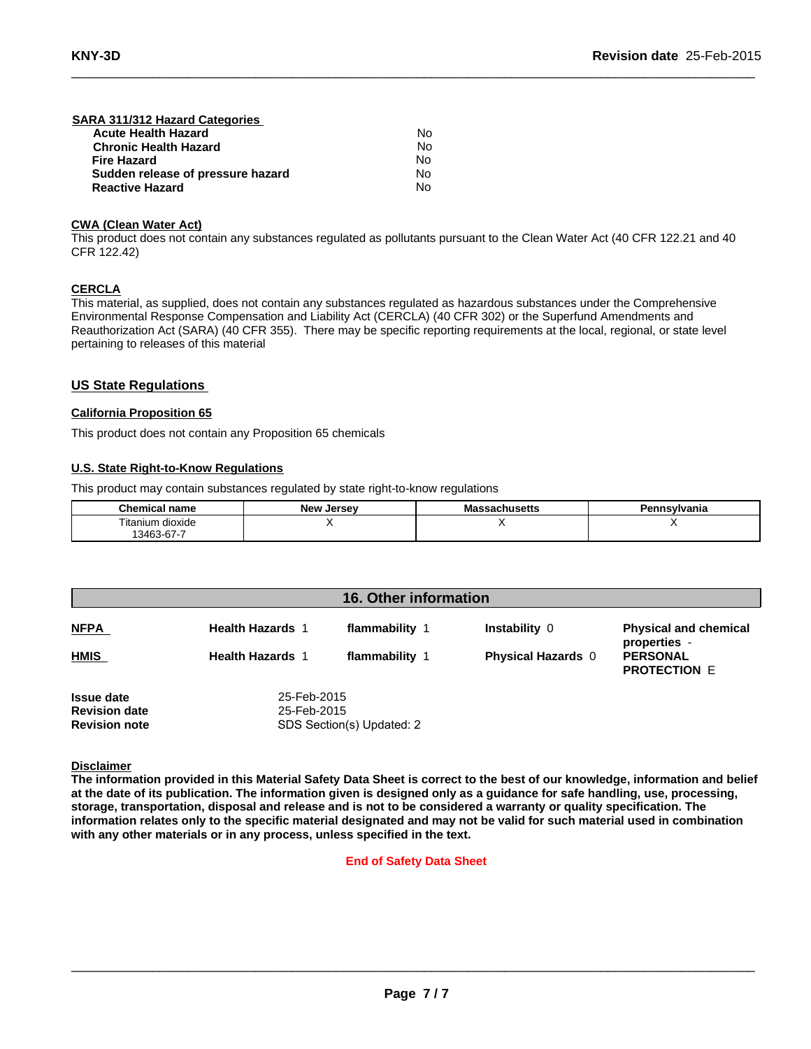**SARA 311/312 Hazard Categories**

| | |
|---|---|
| **Acute Health Hazard** | No |
| **Chronic Health Hazard** | No |
| **Fire Hazard** | No |
| **Sudden release of pressure hazard** | No |
| **Reactive Hazard** | No |

**CWA (Clean Water Act)**

This product does not contain any substances regulated as pollutants pursuant to the Clean Water Act (40 CFR 122.21 and 40 CFR 122.42)

**CERCLA**

This material, as supplied, does not contain any substances regulated as hazardous substances under the Comprehensive Environmental Response Compensation and Liability Act (CERCLA) (40 CFR 302) or the Superfund Amendments and Reauthorization Act (SARA) (40 CFR 355). There may be specific reporting requirements at the local, regional, or state level pertaining to releases of this material

## US State Regulations

**California Proposition 65**

This product does not contain any Proposition 65 chemicals

**U.S. State Right-to-Know Regulations**

This product may contain substances regulated by state right-to-know regulations

| Chemical name | New Jersey | Massachusetts | Pennsylvania |
|---|---|---|---|
| Titanium dioxide 13463-67-7 | X | X | X |

## 16. Other information

| | | | | |
|---|---|---|---|---|
| **NFPA** | **Health Hazards** 1 | **flammability** 1 | **Instability** 0 | **Physical and chemical properties** - |
| **HMIS** | **Health Hazards** 1 | **flammability** 1 | **Physical Hazards** 0 | **PERSONAL PROTECTION** E |

| | |
|---|---|
| **Issue date** | 25-Feb-2015 |
| **Revision date** | 25-Feb-2015 |
| **Revision note** | SDS Section(s) Updated: 2 |

**Disclaimer**

**The information provided in this Material Safety Data Sheet is correct to the best of our knowledge, information and belief at the date of its publication. The information given is designed only as a guidance for safe handling, use, processing, storage, transportation, disposal and release and is not to be considered a warranty or quality specification. The information relates only to the specific material designated and may not be valid for such material used in combination with any other materials or in any process, unless specified in the text.**

**End of Safety Data Sheet**